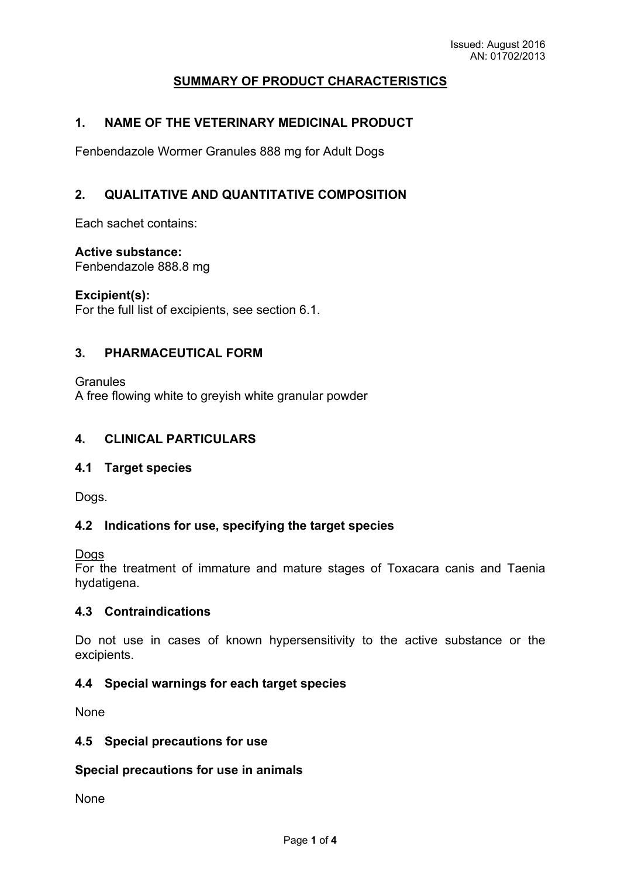Issued: August 2016
AN: 01702/2013

# SUMMARY OF PRODUCT CHARACTERISTICS

## 1. NAME OF THE VETERINARY MEDICINAL PRODUCT

Fenbendazole Wormer Granules 888 mg for Adult Dogs

## 2. QUALITATIVE AND QUANTITATIVE COMPOSITION

Each sachet contains:

**Active substance:**
Fenbendazole 888.8 mg

**Excipient(s):**
For the full list of excipients, see section 6.1.

## 3. PHARMACEUTICAL FORM

Granules
A free flowing white to greyish white granular powder

## 4. CLINICAL PARTICULARS

### 4.1 Target species

Dogs.

### 4.2 Indications for use, specifying the target species

Dogs
For the treatment of immature and mature stages of Toxacara canis and Taenia hydatigena.

### 4.3 Contraindications

Do not use in cases of known hypersensitivity to the active substance or the excipients.

### 4.4 Special warnings for each target species

None

### 4.5 Special precautions for use

**Special precautions for use in animals**

None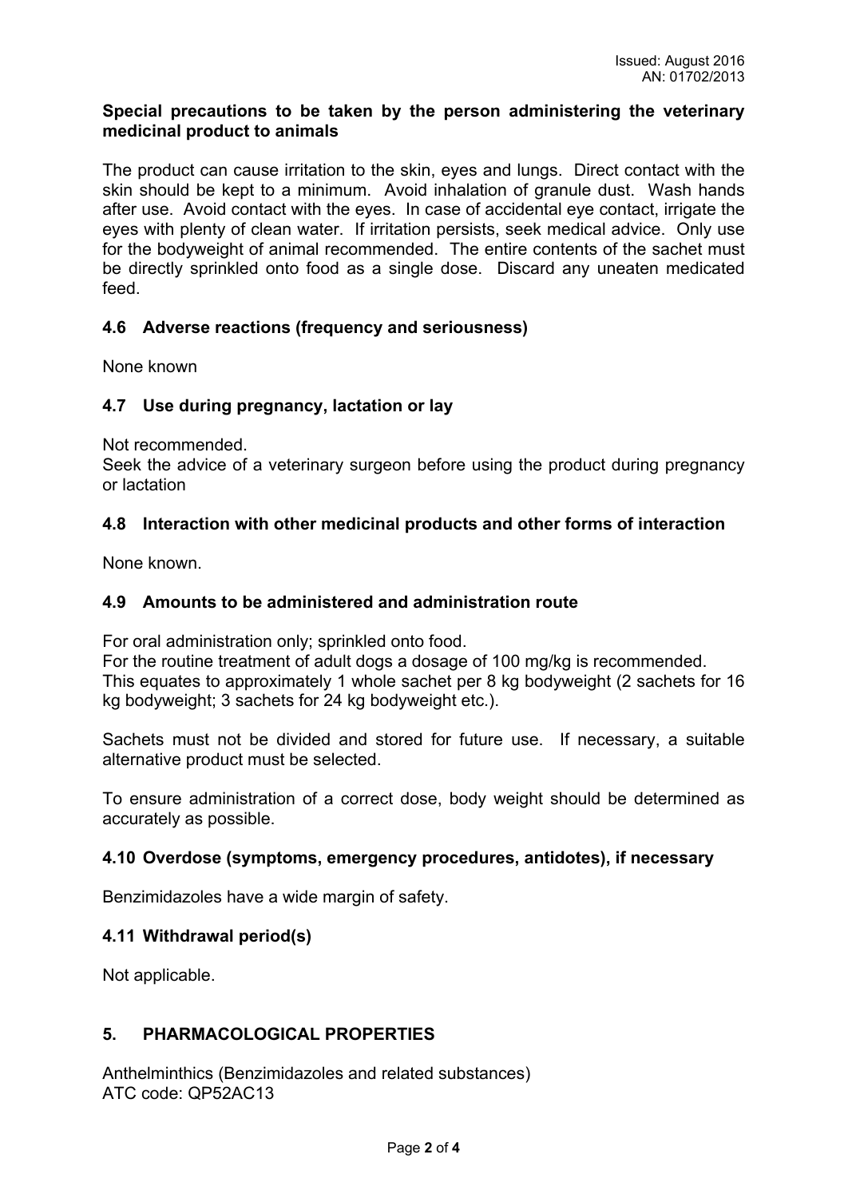**Special precautions to be taken by the person administering the veterinary medicinal product to animals**

The product can cause irritation to the skin, eyes and lungs. Direct contact with the skin should be kept to a minimum. Avoid inhalation of granule dust. Wash hands after use. Avoid contact with the eyes. In case of accidental eye contact, irrigate the eyes with plenty of clean water. If irritation persists, seek medical advice. Only use for the bodyweight of animal recommended. The entire contents of the sachet must be directly sprinkled onto food as a single dose. Discard any uneaten medicated feed.

## 4.6 Adverse reactions (frequency and seriousness)

None known

## 4.7 Use during pregnancy, lactation or lay

Not recommended.
Seek the advice of a veterinary surgeon before using the product during pregnancy or lactation

## 4.8 Interaction with other medicinal products and other forms of interaction

None known.

## 4.9 Amounts to be administered and administration route

For oral administration only; sprinkled onto food.
For the routine treatment of adult dogs a dosage of 100 mg/kg is recommended.
This equates to approximately 1 whole sachet per 8 kg bodyweight (2 sachets for 16 kg bodyweight; 3 sachets for 24 kg bodyweight etc.).

Sachets must not be divided and stored for future use. If necessary, a suitable alternative product must be selected.

To ensure administration of a correct dose, body weight should be determined as accurately as possible.

## 4.10 Overdose (symptoms, emergency procedures, antidotes), if necessary

Benzimidazoles have a wide margin of safety.

## 4.11 Withdrawal period(s)

Not applicable.

# 5. PHARMACOLOGICAL PROPERTIES

Anthelminthics (Benzimidazoles and related substances)
ATC code: QP52AC13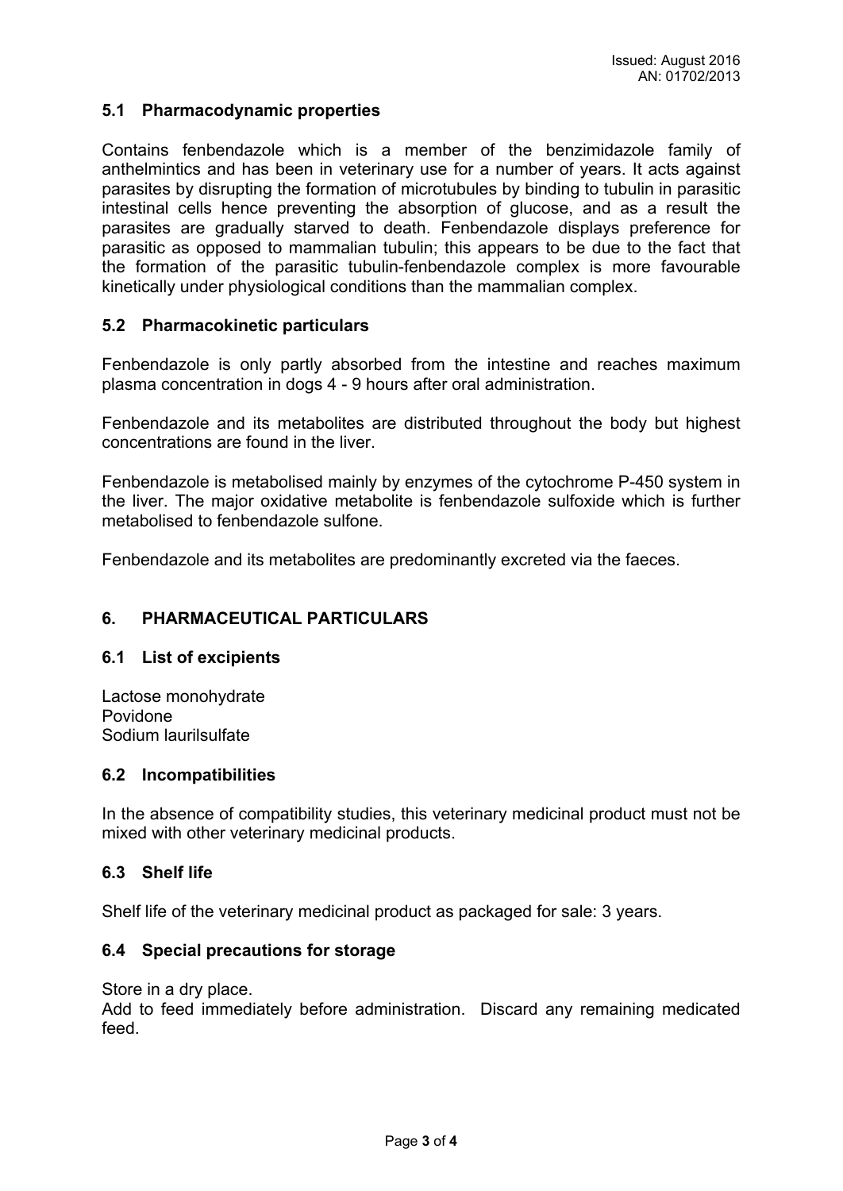### 5.1 Pharmacodynamic properties

Contains fenbendazole which is a member of the benzimidazole family of anthelmintics and has been in veterinary use for a number of years. It acts against parasites by disrupting the formation of microtubules by binding to tubulin in parasitic intestinal cells hence preventing the absorption of glucose, and as a result the parasites are gradually starved to death. Fenbendazole displays preference for parasitic as opposed to mammalian tubulin; this appears to be due to the fact that the formation of the parasitic tubulin-fenbendazole complex is more favourable kinetically under physiological conditions than the mammalian complex.

### 5.2 Pharmacokinetic particulars

Fenbendazole is only partly absorbed from the intestine and reaches maximum plasma concentration in dogs 4 - 9 hours after oral administration.

Fenbendazole and its metabolites are distributed throughout the body but highest concentrations are found in the liver.

Fenbendazole is metabolised mainly by enzymes of the cytochrome P-450 system in the liver. The major oxidative metabolite is fenbendazole sulfoxide which is further metabolised to fenbendazole sulfone.

Fenbendazole and its metabolites are predominantly excreted via the faeces.

## 6. PHARMACEUTICAL PARTICULARS

### 6.1 List of excipients

Lactose monohydrate
Povidone
Sodium laurilsulfate

### 6.2 Incompatibilities

In the absence of compatibility studies, this veterinary medicinal product must not be mixed with other veterinary medicinal products.

### 6.3 Shelf life

Shelf life of the veterinary medicinal product as packaged for sale: 3 years.

### 6.4 Special precautions for storage

Store in a dry place.
Add to feed immediately before administration. Discard any remaining medicated feed.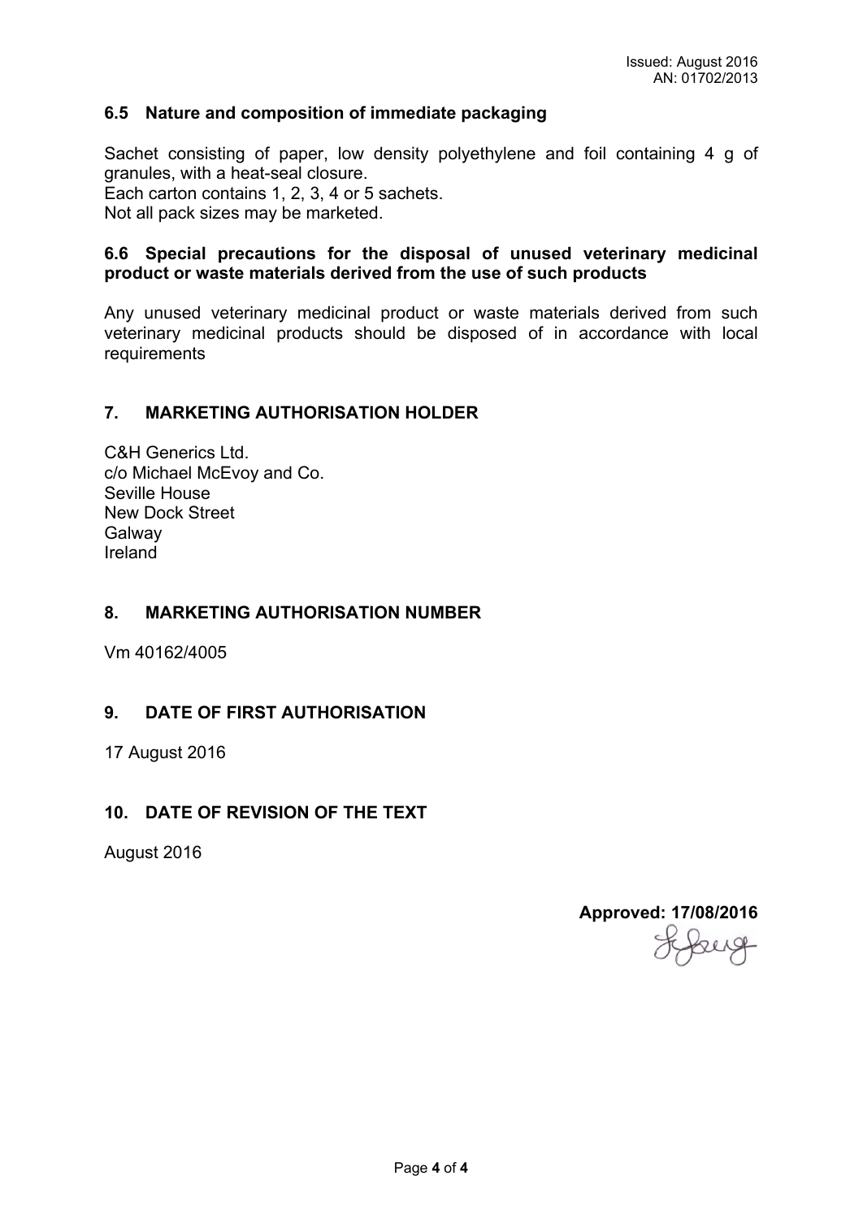Issued: August 2016
AN: 01702/2013

### 6.5 Nature and composition of immediate packaging

Sachet consisting of paper, low density polyethylene and foil containing 4 g of granules, with a heat-seal closure.
Each carton contains 1, 2, 3, 4 or 5 sachets.
Not all pack sizes may be marketed.

### 6.6 Special precautions for the disposal of unused veterinary medicinal product or waste materials derived from the use of such products

Any unused veterinary medicinal product or waste materials derived from such veterinary medicinal products should be disposed of in accordance with local requirements

## 7. MARKETING AUTHORISATION HOLDER

C&H Generics Ltd.
c/o Michael McEvoy and Co.
Seville House
New Dock Street
Galway
Ireland

## 8. MARKETING AUTHORISATION NUMBER

Vm 40162/4005

## 9. DATE OF FIRST AUTHORISATION

17 August 2016

## 10. DATE OF REVISION OF THE TEXT

August 2016

**Approved: 17/08/2016**